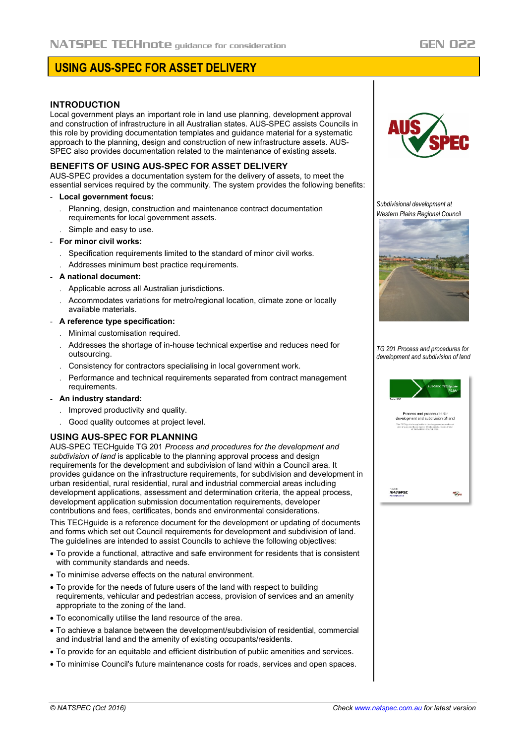# USING AUS-SPEC FOR ASSET DELIVERY

## INTRODUCTION

Local government plays an important role in land use planning, development approval and construction of infrastructure in all Australian states. AUS-SPEC assists Councils in this role by providing documentation templates and guidance material for a systematic approach to the planning, design and construction of new infrastructure assets. AUS-SPEC also provides documentation related to the maintenance of existing assets.

## BENEFITS OF USING AUS-SPEC FOR ASSET DELIVERY

AUS-SPEC provides a documentation system for the delivery of assets, to meet the essential services required by the community. The system provides the following benefits:

- **Local government focus:**
  - Planning, design, construction and maintenance contract documentation requirements for local government assets.
  - Simple and easy to use.
- **For minor civil works:**
  - Specification requirements limited to the standard of minor civil works.
  - Addresses minimum best practice requirements.
- **A national document:**
  - Applicable across all Australian jurisdictions.
  - Accommodates variations for metro/regional location, climate zone or locally available materials.
- **A reference type specification:**
  - Minimal customisation required.
  - Addresses the shortage of in-house technical expertise and reduces need for outsourcing.
  - Consistency for contractors specialising in local government work.
  - Performance and technical requirements separated from contract management requirements.
- **An industry standard:**
  - Improved productivity and quality.
  - Good quality outcomes at project level.

## USING AUS-SPEC FOR PLANNING

AUS-SPEC TECHguide TG 201 *Process and procedures for the development and subdivision of land* is applicable to the planning approval process and design requirements for the development and subdivision of land within a Council area. It provides guidance on the infrastructure requirements, for subdivision and development in urban residential, rural residential, rural and industrial commercial areas including development applications, assessment and determination criteria, the appeal process, development application submission documentation requirements, developer contributions and fees, certificates, bonds and environmental considerations.

This TECHguide is a reference document for the development or updating of documents and forms which set out Council requirements for development and subdivision of land. The guidelines are intended to assist Councils to achieve the following objectives:

- To provide a functional, attractive and safe environment for residents that is consistent with community standards and needs.
- To minimise adverse effects on the natural environment.
- To provide for the needs of future users of the land with respect to building requirements, vehicular and pedestrian access, provision of services and an amenity appropriate to the zoning of the land.
- To economically utilise the land resource of the area.
- To achieve a balance between the development/subdivision of residential, commercial and industrial land and the amenity of existing occupants/residents.
- To provide for an equitable and efficient distribution of public amenities and services.
- To minimise Council's future maintenance costs for roads, services and open spaces.

*Subdivisional development at Western Plains Regional Council*

*TG 201 Process and procedures for development and subdivision of land*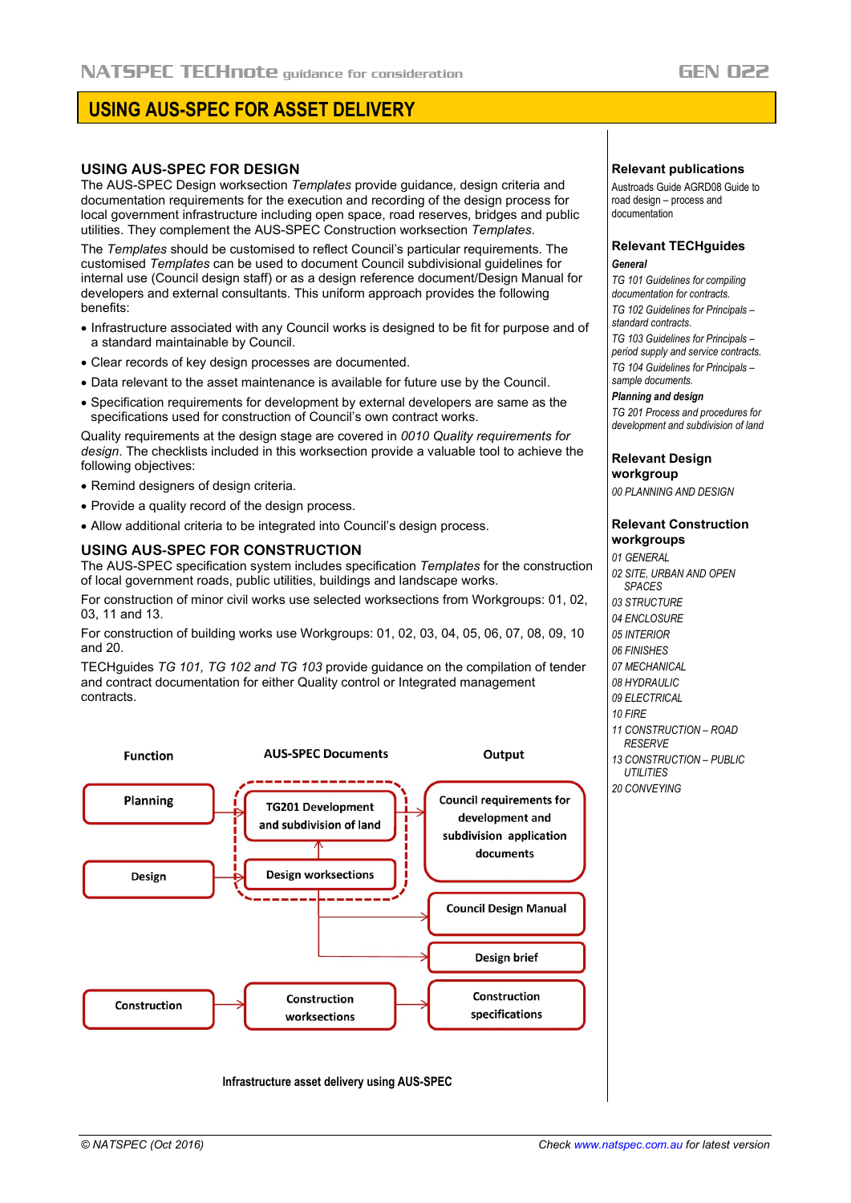# USING AUS-SPEC FOR ASSET DELIVERY

## USING AUS-SPEC FOR DESIGN

The AUS-SPEC Design worksection *Templates* provide guidance, design criteria and documentation requirements for the execution and recording of the design process for local government infrastructure including open space, road reserves, bridges and public utilities. They complement the AUS-SPEC Construction worksection *Templates*.

The *Templates* should be customised to reflect Council's particular requirements. The customised *Templates* can be used to document Council subdivisional guidelines for internal use (Council design staff) or as a design reference document/Design Manual for developers and external consultants. This uniform approach provides the following benefits:

- Infrastructure associated with any Council works is designed to be fit for purpose and of a standard maintainable by Council.
- Clear records of key design processes are documented.
- Data relevant to the asset maintenance is available for future use by the Council.
- Specification requirements for development by external developers are same as the specifications used for construction of Council's own contract works.

Quality requirements at the design stage are covered in *0010 Quality requirements for design*. The checklists included in this worksection provide a valuable tool to achieve the following objectives:

- Remind designers of design criteria.
- Provide a quality record of the design process.
- Allow additional criteria to be integrated into Council's design process.

## USING AUS-SPEC FOR CONSTRUCTION

The AUS-SPEC specification system includes specification *Templates* for the construction of local government roads, public utilities, buildings and landscape works.

For construction of minor civil works use selected worksections from Workgroups: 01, 02, 03, 11 and 13.

For construction of building works use Workgroups: 01, 02, 03, 04, 05, 06, 07, 08, 09, 10 and 20.

TECHguides *TG 101, TG 102 and TG 103* provide guidance on the compilation of tender and contract documentation for either Quality control or Integrated management contracts.

Function

AUS-SPEC Documents

Output

Planning

TG201 Development and subdivision of land

Council requirements for development and subdivision application documents

Design

Design worksections

Council Design Manual

Design brief

Construction

Construction worksections

Construction specifications

Infrastructure asset delivery using AUS-SPEC

### Relevant publications

Austroads Guide AGRD08 Guide to road design – process and documentation

### Relevant TECHguides

***General***

*TG 101 Guidelines for compiling documentation for contracts.*

*TG 102 Guidelines for Principals – standard contracts.*

*TG 103 Guidelines for Principals – period supply and service contracts.*

*TG 104 Guidelines for Principals – sample documents.*

***Planning and design***

*TG 201 Process and procedures for development and subdivision of land*

### Relevant Design workgroup

*00 PLANNING AND DESIGN*

### Relevant Construction workgroups

*01 GENERAL*

*02 SITE, URBAN AND OPEN SPACES*

*03 STRUCTURE*

*04 ENCLOSURE*

*05 INTERIOR*

*06 FINISHES*

*07 MECHANICAL*

*08 HYDRAULIC*

*09 ELECTRICAL*

*10 FIRE*

*11 CONSTRUCTION – ROAD RESERVE*

*13 CONSTRUCTION – PUBLIC UTILITIES*

*20 CONVEYING*